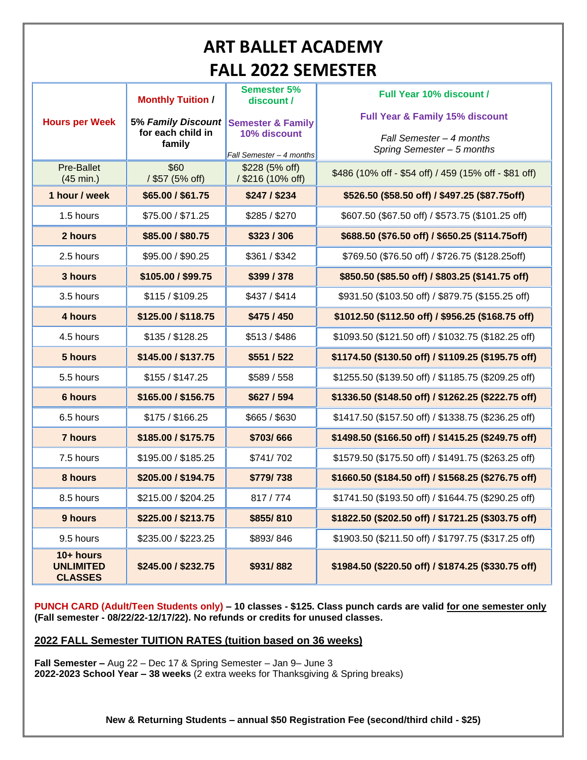# ART BALLET ACADEMY
# FALL 2022 SEMESTER

| Hours per Week | Monthly Tuition / 5% *Family Discount* for each child in family | Semester 5% discount / Semester & Family 10% discount *Fall Semester – 4 months* | Full Year 10% discount / Full Year & Family 15% discount *Fall Semester – 4 months* *Spring Semester – 5 months* |
|---|---|---|---|
| Pre-Ballet (45 min.) | $60 / $57 (5% off) | $228 (5% off) / $216 (10% off) | $486 (10% off - $54 off) / 459 (15% off - $81 off) |
| **1 hour / week** | **$65.00 / $61.75** | **$247 / $234** | **$526.50 ($58.50 off) / $497.25 ($87.75off)** |
| 1.5 hours | $75.00 / $71.25 | $285 / $270 | $607.50 ($67.50 off) / $573.75 ($101.25 off) |
| **2 hours** | **$85.00 / $80.75** | **$323 / 306** | **$688.50 ($76.50 off) / $650.25 ($114.75off)** |
| 2.5 hours | $95.00 / $90.25 | $361 / $342 | $769.50 ($76.50 off) / $726.75 ($128.25off) |
| **3 hours** | **$105.00 / $99.75** | **$399 / 378** | **$850.50 ($85.50 off) / $803.25 ($141.75 off)** |
| 3.5 hours | $115 / $109.25 | $437 / $414 | $931.50 ($103.50 off) / $879.75 ($155.25 off) |
| **4 hours** | **$125.00 / $118.75** | **$475 / 450** | **$1012.50 ($112.50 off) / $956.25 ($168.75 off)** |
| 4.5 hours | $135 / $128.25 | $513 / $486 | $1093.50 ($121.50 off) / $1032.75 ($182.25 off) |
| **5 hours** | **$145.00 / $137.75** | **$551 / 522** | **$1174.50 ($130.50 off) / $1109.25 ($195.75 off)** |
| 5.5 hours | $155 / $147.25 | $589 / 558 | $1255.50 ($139.50 off) / $1185.75 ($209.25 off) |
| **6 hours** | **$165.00 / $156.75** | **$627 / 594** | **$1336.50 ($148.50 off) / $1262.25 ($222.75 off)** |
| 6.5 hours | $175 / $166.25 | $665 / $630 | $1417.50 ($157.50 off) / $1338.75 ($236.25 off) |
| **7 hours** | **$185.00 / $175.75** | **$703/ 666** | **$1498.50 ($166.50 off) / $1415.25 ($249.75 off)** |
| 7.5 hours | $195.00 / $185.25 | $741/ 702 | $1579.50 ($175.50 off) / $1491.75 ($263.25 off) |
| **8 hours** | **$205.00 / $194.75** | **$779/ 738** | **$1660.50 ($184.50 off) / $1568.25 ($276.75 off)** |
| 8.5 hours | $215.00 / $204.25 | 817 / 774 | $1741.50 ($193.50 off) / $1644.75 ($290.25 off) |
| **9 hours** | **$225.00 / $213.75** | **$855/ 810** | **$1822.50 ($202.50 off) / $1721.25 ($303.75 off)** |
| 9.5 hours | $235.00 / $223.25 | $893/ 846 | $1903.50 ($211.50 off) / $1797.75 ($317.25 off) |
| **10+ hours UNLIMITED CLASSES** | **$245.00 / $232.75** | **$931/ 882** | **$1984.50 ($220.50 off) / $1874.25 ($330.75 off)** |

**PUNCH CARD (Adult/Teen Students only) – 10 classes - $125. Class punch cards are valid for one semester only (Fall semester - 08/22/22-12/17/22). No refunds or credits for unused classes.**

**2022 FALL Semester TUITION RATES (tuition based on 36 weeks)**

**Fall Semester –** Aug 22 – Dec 17 & Spring Semester – Jan 9– June 3
**2022-2023 School Year – 38 weeks** (2 extra weeks for Thanksgiving & Spring breaks)

**New & Returning Students – annual $50 Registration Fee (second/third child - $25)**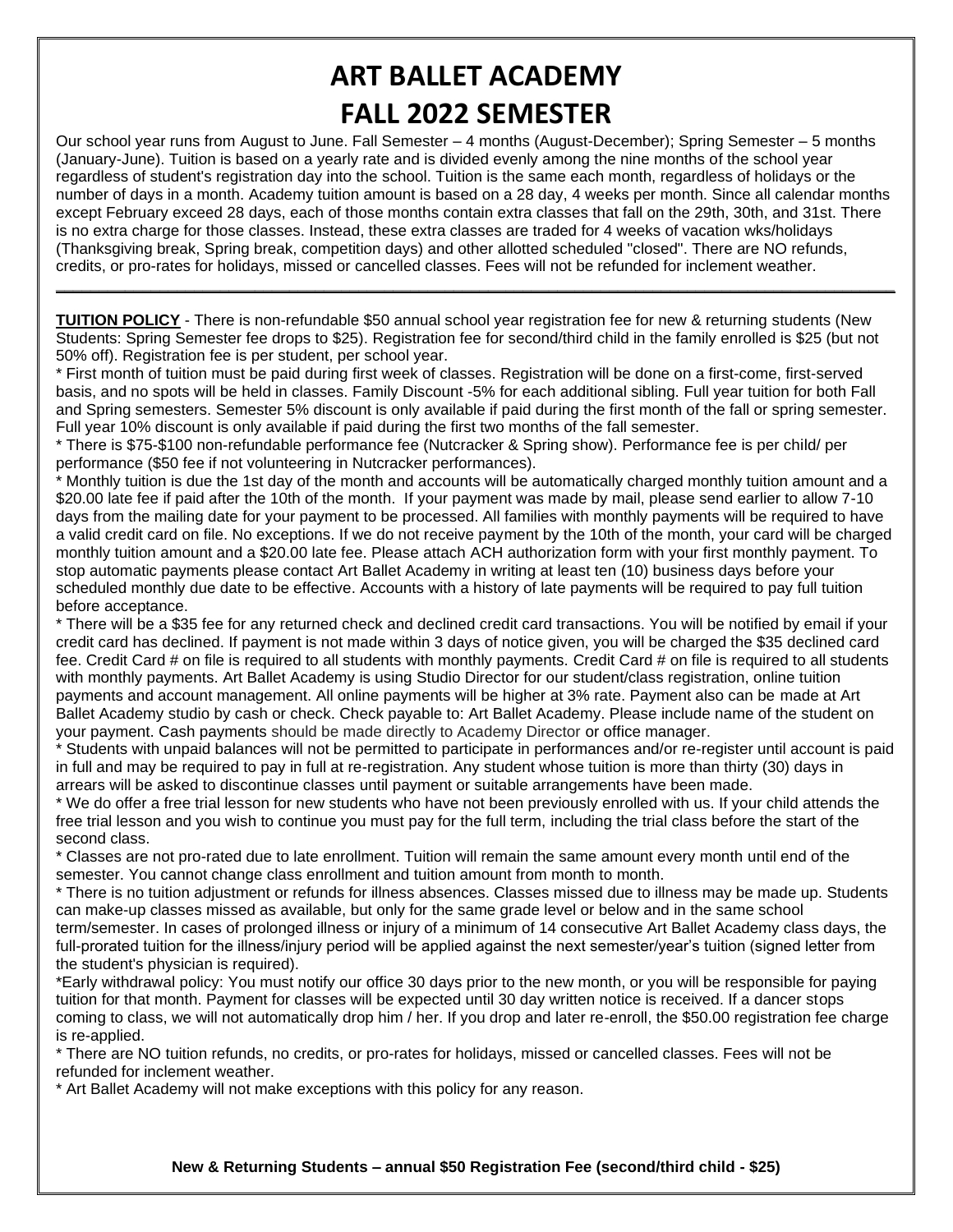# ART BALLET ACADEMY
# FALL 2022 SEMESTER

Our school year runs from August to June. Fall Semester – 4 months (August-December); Spring Semester – 5 months (January-June). Tuition is based on a yearly rate and is divided evenly among the nine months of the school year regardless of student's registration day into the school. Tuition is the same each month, regardless of holidays or the number of days in a month. Academy tuition amount is based on a 28 day, 4 weeks per month. Since all calendar months except February exceed 28 days, each of those months contain extra classes that fall on the 29th, 30th, and 31st. There is no extra charge for those classes. Instead, these extra classes are traded for 4 weeks of vacation wks/holidays (Thanksgiving break, Spring break, competition days) and other allotted scheduled "closed". There are NO refunds, credits, or pro-rates for holidays, missed or cancelled classes. Fees will not be refunded for inclement weather.

---

**TUITION POLICY** - There is non-refundable $50 annual school year registration fee for new & returning students (New Students: Spring Semester fee drops to $25). Registration fee for second/third child in the family enrolled is $25 (but not 50% off). Registration fee is per student, per school year.

* First month of tuition must be paid during first week of classes. Registration will be done on a first-come, first-served basis, and no spots will be held in classes. Family Discount -5% for each additional sibling. Full year tuition for both Fall and Spring semesters. Semester 5% discount is only available if paid during the first month of the fall or spring semester. Full year 10% discount is only available if paid during the first two months of the fall semester.
* There is $75-$100 non-refundable performance fee (Nutcracker & Spring show). Performance fee is per child/ per performance ($50 fee if not volunteering in Nutcracker performances).
* Monthly tuition is due the 1st day of the month and accounts will be automatically charged monthly tuition amount and a $20.00 late fee if paid after the 10th of the month. If your payment was made by mail, please send earlier to allow 7-10 days from the mailing date for your payment to be processed. All families with monthly payments will be required to have a valid credit card on file. No exceptions. If we do not receive payment by the 10th of the month, your card will be charged monthly tuition amount and a $20.00 late fee. Please attach ACH authorization form with your first monthly payment. To stop automatic payments please contact Art Ballet Academy in writing at least ten (10) business days before your scheduled monthly due date to be effective. Accounts with a history of late payments will be required to pay full tuition before acceptance.
* There will be a $35 fee for any returned check and declined credit card transactions. You will be notified by email if your credit card has declined. If payment is not made within 3 days of notice given, you will be charged the $35 declined card fee. Credit Card # on file is required to all students with monthly payments. Credit Card # on file is required to all students with monthly payments. Art Ballet Academy is using Studio Director for our student/class registration, online tuition payments and account management. All online payments will be higher at 3% rate. Payment also can be made at Art Ballet Academy studio by cash or check. Check payable to: Art Ballet Academy. Please include name of the student on your payment. Cash payments should be made directly to Academy Director or office manager.
* Students with unpaid balances will not be permitted to participate in performances and/or re-register until account is paid in full and may be required to pay in full at re-registration. Any student whose tuition is more than thirty (30) days in arrears will be asked to discontinue classes until payment or suitable arrangements have been made.
* We do offer a free trial lesson for new students who have not been previously enrolled with us. If your child attends the free trial lesson and you wish to continue you must pay for the full term, including the trial class before the start of the second class.
* Classes are not pro-rated due to late enrollment. Tuition will remain the same amount every month until end of the semester. You cannot change class enrollment and tuition amount from month to month.
* There is no tuition adjustment or refunds for illness absences. Classes missed due to illness may be made up. Students can make-up classes missed as available, but only for the same grade level or below and in the same school term/semester. In cases of prolonged illness or injury of a minimum of 14 consecutive Art Ballet Academy class days, the full-prorated tuition for the illness/injury period will be applied against the next semester/year's tuition (signed letter from the student's physician is required).
* Early withdrawal policy: You must notify our office 30 days prior to the new month, or you will be responsible for paying tuition for that month. Payment for classes will be expected until 30 day written notice is received. If a dancer stops coming to class, we will not automatically drop him / her. If you drop and later re-enroll, the $50.00 registration fee charge is re-applied.
* There are NO tuition refunds, no credits, or pro-rates for holidays, missed or cancelled classes. Fees will not be refunded for inclement weather.
* Art Ballet Academy will not make exceptions with this policy for any reason.

**New & Returning Students – annual $50 Registration Fee (second/third child - $25)**